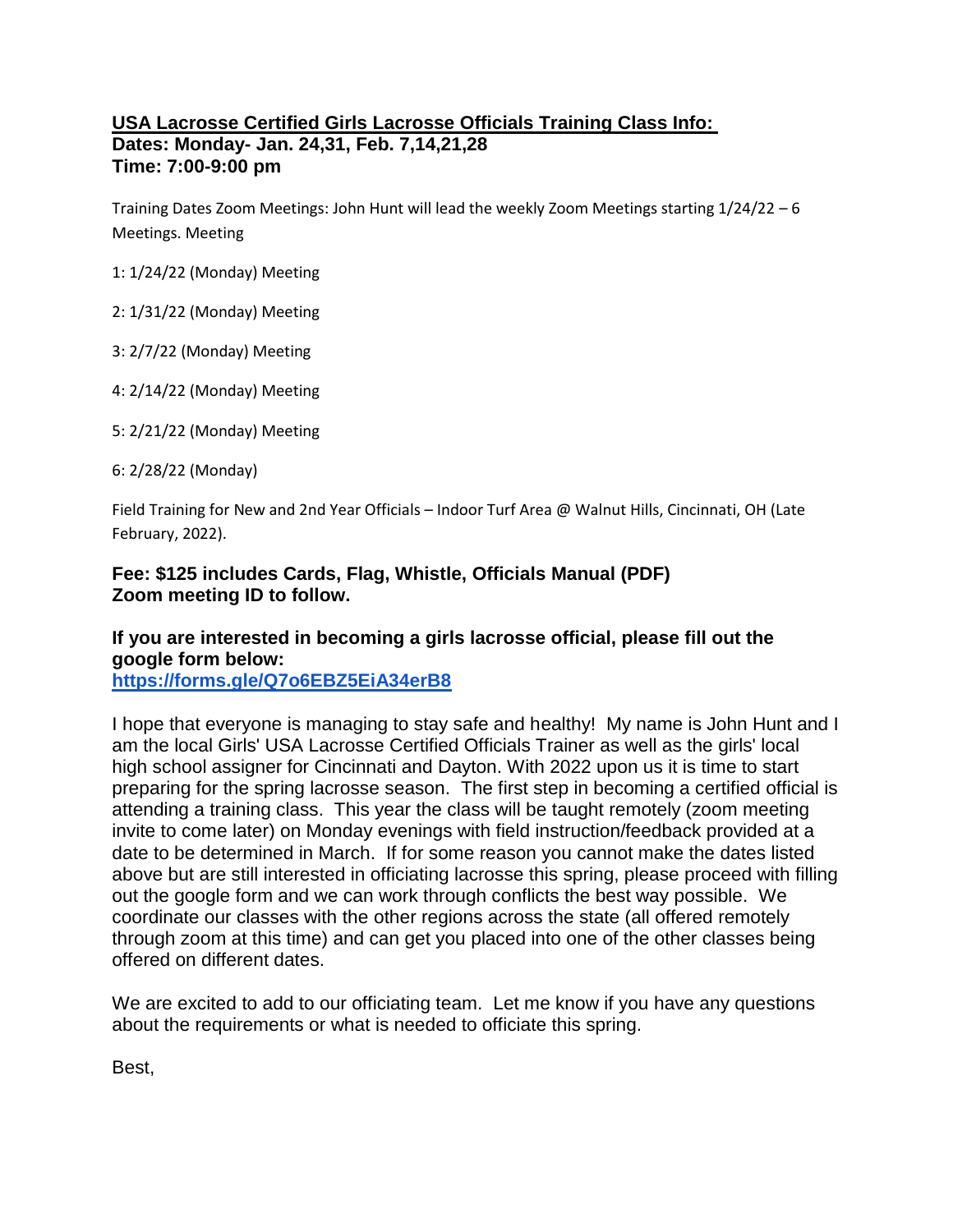## USA Lacrosse Certified Girls Lacrosse Officials Training Class Info:

**Dates: Monday- Jan. 24,31, Feb. 7,14,21,28**
**Time: 7:00-9:00 pm**

Training Dates Zoom Meetings: John Hunt will lead the weekly Zoom Meetings starting 1/24/22 – 6 Meetings. Meeting

1: 1/24/22 (Monday) Meeting

2: 1/31/22 (Monday) Meeting

3: 2/7/22 (Monday) Meeting

4: 2/14/22 (Monday) Meeting

5: 2/21/22 (Monday) Meeting

6: 2/28/22 (Monday)

Field Training for New and 2nd Year Officials – Indoor Turf Area @ Walnut Hills, Cincinnati, OH (Late February, 2022).

**Fee: $125 includes Cards, Flag, Whistle, Officials Manual (PDF)**
**Zoom meeting ID to follow.**

**If you are interested in becoming a girls lacrosse official, please fill out the google form below:**
**[https://forms.gle/Q7o6EBZ5EiA34erB8](https://forms.gle/Q7o6EBZ5EiA34erB8)**

I hope that everyone is managing to stay safe and healthy! My name is John Hunt and I am the local Girls' USA Lacrosse Certified Officials Trainer as well as the girls' local high school assigner for Cincinnati and Dayton. With 2022 upon us it is time to start preparing for the spring lacrosse season. The first step in becoming a certified official is attending a training class. This year the class will be taught remotely (zoom meeting invite to come later) on Monday evenings with field instruction/feedback provided at a date to be determined in March. If for some reason you cannot make the dates listed above but are still interested in officiating lacrosse this spring, please proceed with filling out the google form and we can work through conflicts the best way possible. We coordinate our classes with the other regions across the state (all offered remotely through zoom at this time) and can get you placed into one of the other classes being offered on different dates.

We are excited to add to our officiating team. Let me know if you have any questions about the requirements or what is needed to officiate this spring.

Best,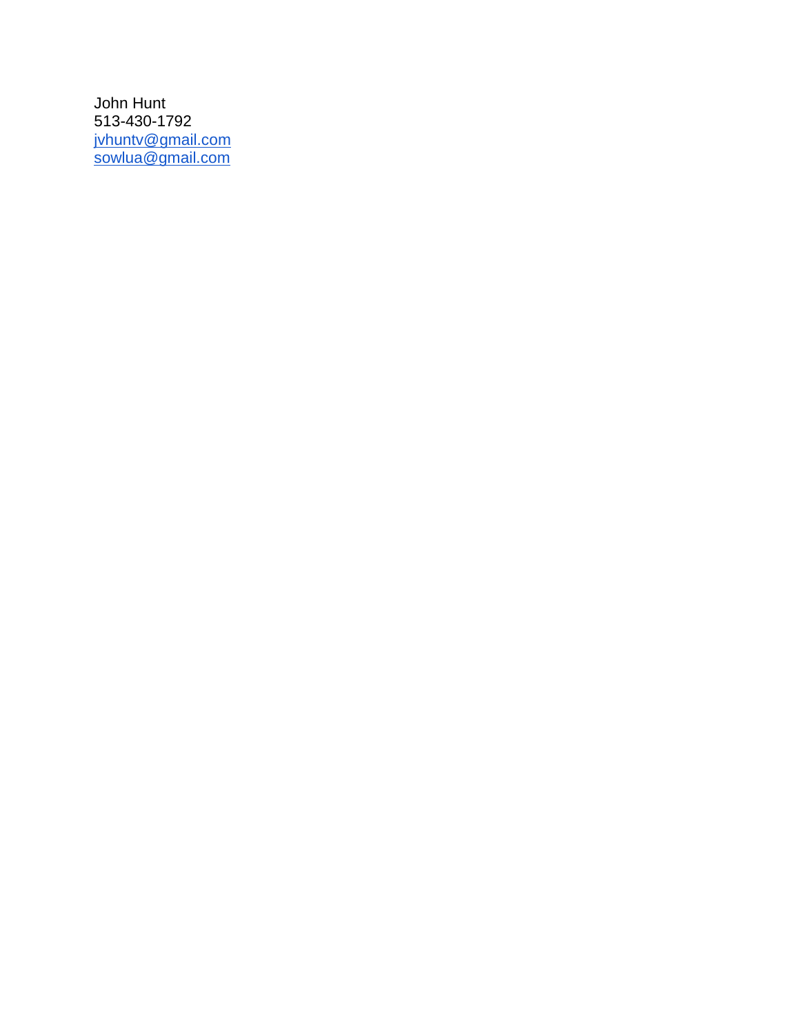John Hunt
513-430-1792
jvhuntv@gmail.com
sowlua@gmail.com